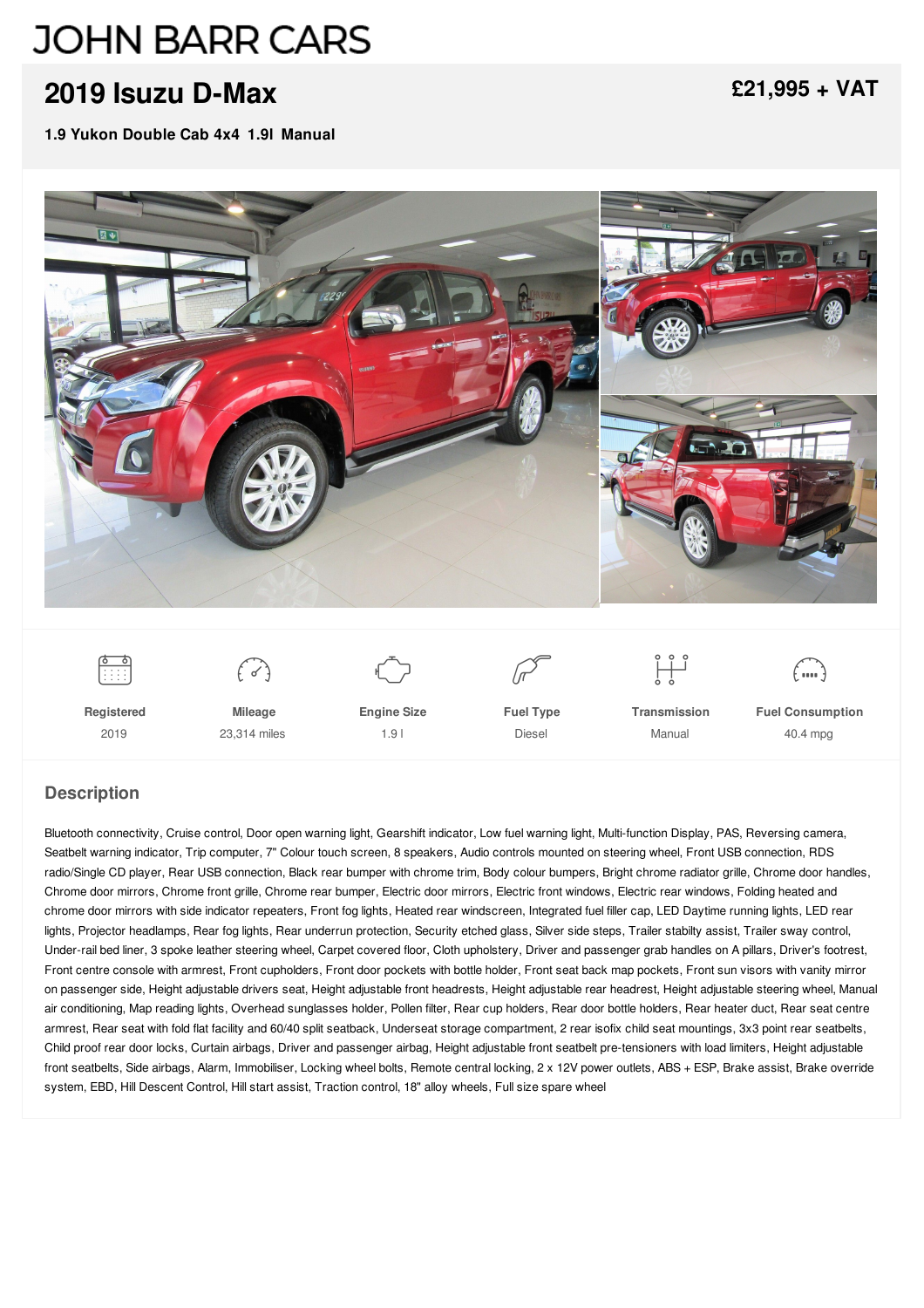# JOHN BARR CARS

## 2019 Isuzu D-Max

**£21,995 + VAT**

**1.9 Yukon Double Cab 4x4 1.9l Manual**

| Registered | Mileage | Engine Size | Fuel Type | Transmission | Fuel Consumption |
|---|---|---|---|---|---|
| 2019 | 23,314 miles | 1.9 l | Diesel | Manual | 40.4 mpg |

## Description

Bluetooth connectivity, Cruise control, Door open warning light, Gearshift indicator, Low fuel warning light, Multi-function Display, PAS, Reversing camera, Seatbelt warning indicator, Trip computer, 7" Colour touch screen, 8 speakers, Audio controls mounted on steering wheel, Front USB connection, RDS radio/Single CD player, Rear USB connection, Black rear bumper with chrome trim, Body colour bumpers, Bright chrome radiator grille, Chrome door handles, Chrome door mirrors, Chrome front grille, Chrome rear bumper, Electric door mirrors, Electric front windows, Electric rear windows, Folding heated and chrome door mirrors with side indicator repeaters, Front fog lights, Heated rear windscreen, Integrated fuel filler cap, LED Daytime running lights, LED rear lights, Projector headlamps, Rear fog lights, Rear underrun protection, Security etched glass, Silver side steps, Trailer stabilty assist, Trailer sway control, Under-rail bed liner, 3 spoke leather steering wheel, Carpet covered floor, Cloth upholstery, Driver and passenger grab handles on A pillars, Driver's footrest, Front centre console with armrest, Front cupholders, Front door pockets with bottle holder, Front seat back map pockets, Front sun visors with vanity mirror on passenger side, Height adjustable drivers seat, Height adjustable front headrests, Height adjustable rear headrest, Height adjustable steering wheel, Manual air conditioning, Map reading lights, Overhead sunglasses holder, Pollen filter, Rear cup holders, Rear door bottle holders, Rear heater duct, Rear seat centre armrest, Rear seat with fold flat facility and 60/40 split seatback, Underseat storage compartment, 2 rear isofix child seat mountings, 3x3 point rear seatbelts, Child proof rear door locks, Curtain airbags, Driver and passenger airbag, Height adjustable front seatbelt pre-tensioners with load limiters, Height adjustable front seatbelts, Side airbags, Alarm, Immobiliser, Locking wheel bolts, Remote central locking, 2 x 12V power outlets, ABS + ESP, Brake assist, Brake override system, EBD, Hill Descent Control, Hill start assist, Traction control, 18" alloy wheels, Full size spare wheel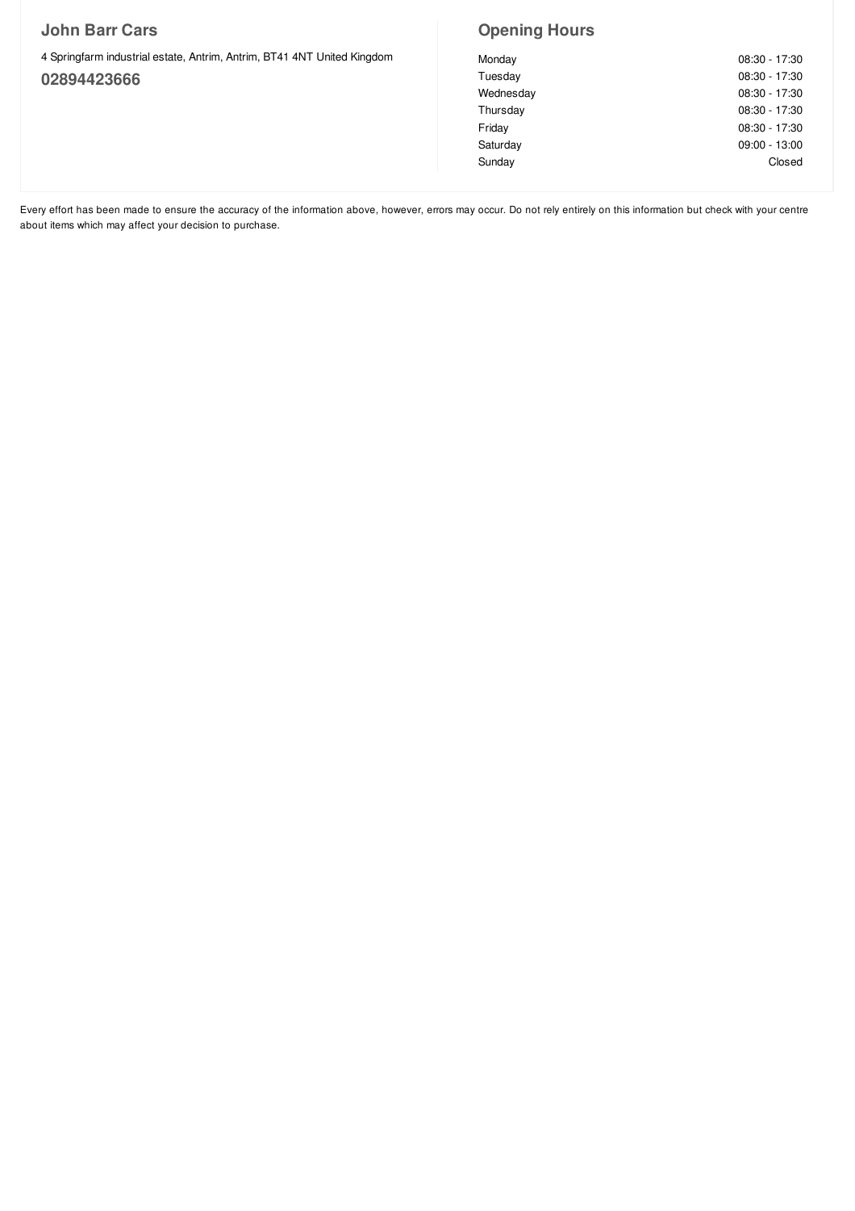## John Barr Cars

4 Springfarm industrial estate, Antrim, Antrim, BT41 4NT United Kingdom

**02894423666**

## Opening Hours

| | |
|---|---|
| Monday | 08:30 - 17:30 |
| Tuesday | 08:30 - 17:30 |
| Wednesday | 08:30 - 17:30 |
| Thursday | 08:30 - 17:30 |
| Friday | 08:30 - 17:30 |
| Saturday | 09:00 - 13:00 |
| Sunday | Closed |

Every effort has been made to ensure the accuracy of the information above, however, errors may occur. Do not rely entirely on this information but check with your centre about items which may affect your decision to purchase.